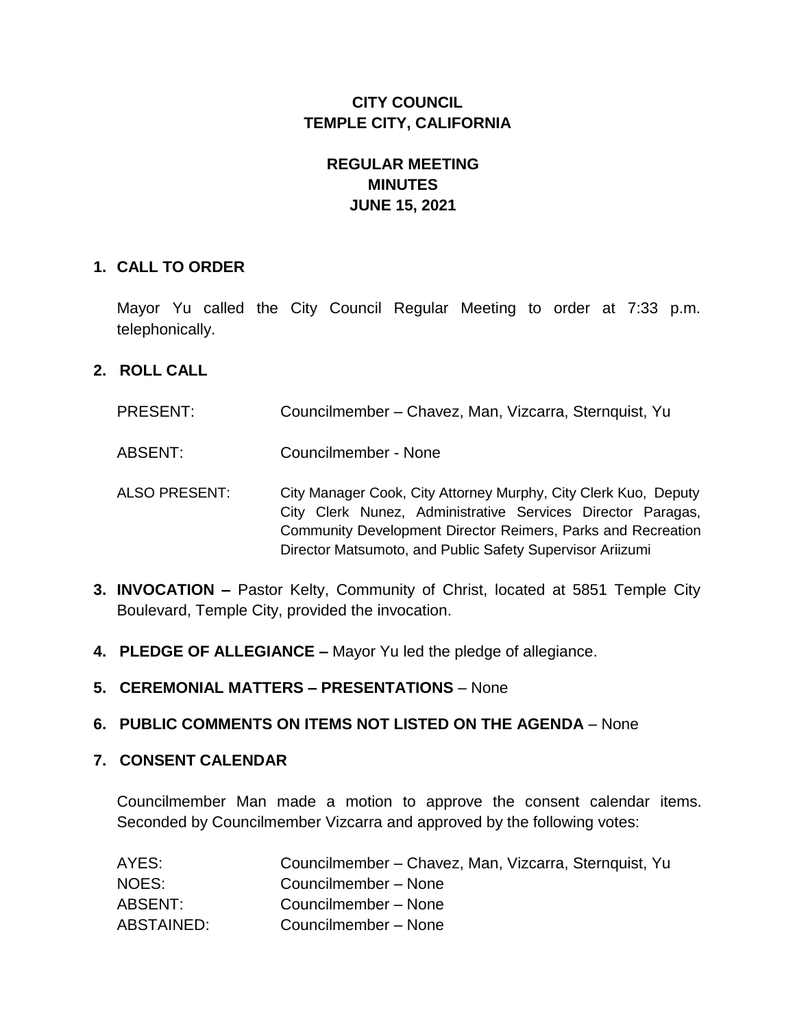# CITY COUNCIL
# TEMPLE CITY, CALIFORNIA

## REGULAR MEETING
## MINUTES
## JUNE 15, 2021

**1. CALL TO ORDER**

Mayor Yu called the City Council Regular Meeting to order at 7:33 p.m. telephonically.

**2. ROLL CALL**

| | |
|---|---|
| PRESENT: | Councilmember – Chavez, Man, Vizcarra, Sternquist, Yu |
| ABSENT: | Councilmember - None |
| ALSO PRESENT: | City Manager Cook, City Attorney Murphy, City Clerk Kuo, Deputy City Clerk Nunez, Administrative Services Director Paragas, Community Development Director Reimers, Parks and Recreation Director Matsumoto, and Public Safety Supervisor Ariizumi |

**3. INVOCATION –** Pastor Kelty, Community of Christ, located at 5851 Temple City Boulevard, Temple City, provided the invocation.

**4. PLEDGE OF ALLEGIANCE –** Mayor Yu led the pledge of allegiance.

**5. CEREMONIAL MATTERS – PRESENTATIONS** – None

**6. PUBLIC COMMENTS ON ITEMS NOT LISTED ON THE AGENDA** – None

**7. CONSENT CALENDAR**

Councilmember Man made a motion to approve the consent calendar items. Seconded by Councilmember Vizcarra and approved by the following votes:

| | |
|---|---|
| AYES: | Councilmember – Chavez, Man, Vizcarra, Sternquist, Yu |
| NOES: | Councilmember – None |
| ABSENT: | Councilmember – None |
| ABSTAINED: | Councilmember – None |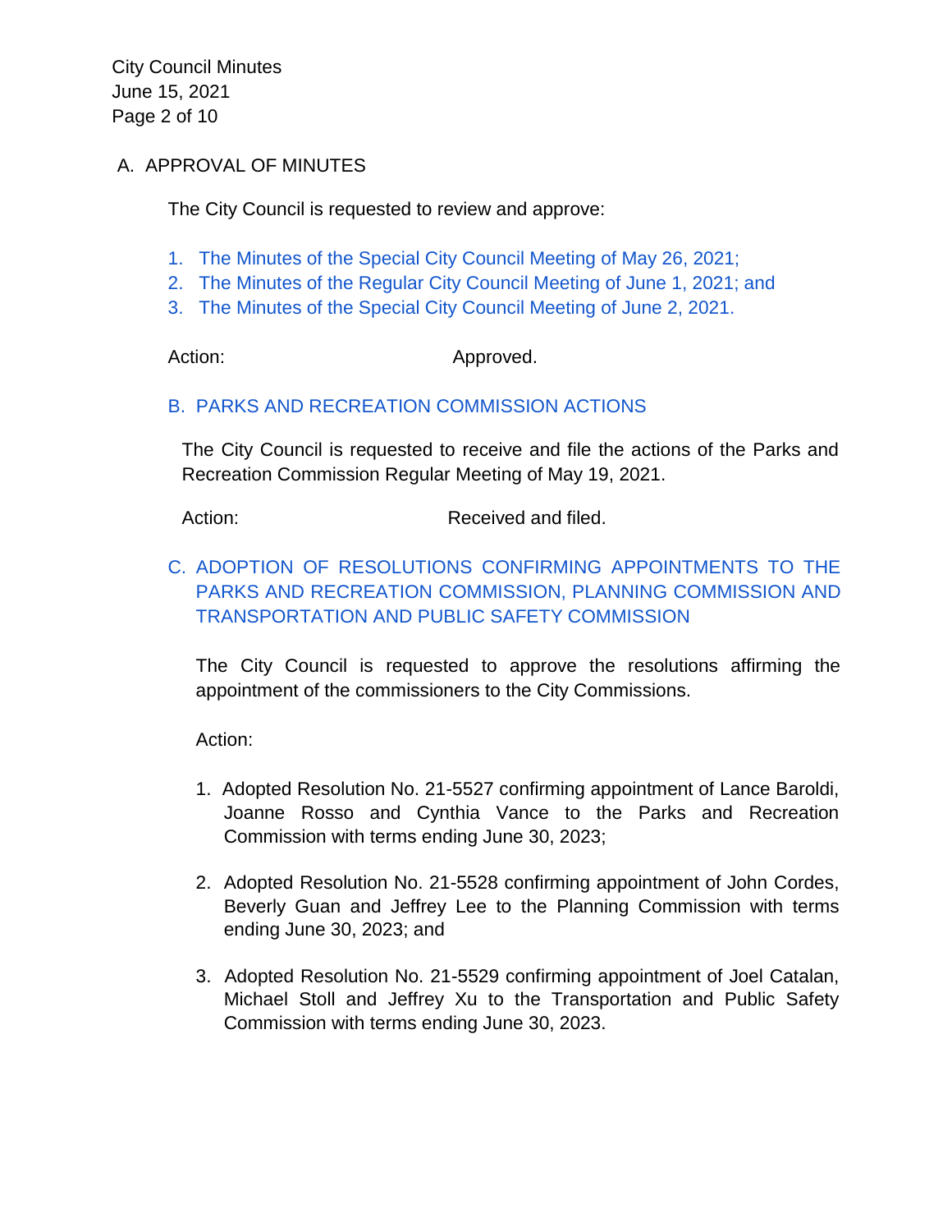## A. APPROVAL OF MINUTES

The City Council is requested to review and approve:

1. The Minutes of the Special City Council Meeting of May 26, 2021;
2. The Minutes of the Regular City Council Meeting of June 1, 2021; and
3. The Minutes of the Special City Council Meeting of June 2, 2021.

Action: Approved.

## B. PARKS AND RECREATION COMMISSION ACTIONS

The City Council is requested to receive and file the actions of the Parks and Recreation Commission Regular Meeting of May 19, 2021.

Action: Received and filed.

## C. ADOPTION OF RESOLUTIONS CONFIRMING APPOINTMENTS TO THE PARKS AND RECREATION COMMISSION, PLANNING COMMISSION AND TRANSPORTATION AND PUBLIC SAFETY COMMISSION

The City Council is requested to approve the resolutions affirming the appointment of the commissioners to the City Commissions.

Action:

1. Adopted Resolution No. 21-5527 confirming appointment of Lance Baroldi, Joanne Rosso and Cynthia Vance to the Parks and Recreation Commission with terms ending June 30, 2023;

2. Adopted Resolution No. 21-5528 confirming appointment of John Cordes, Beverly Guan and Jeffrey Lee to the Planning Commission with terms ending June 30, 2023; and

3. Adopted Resolution No. 21-5529 confirming appointment of Joel Catalan, Michael Stoll and Jeffrey Xu to the Transportation and Public Safety Commission with terms ending June 30, 2023.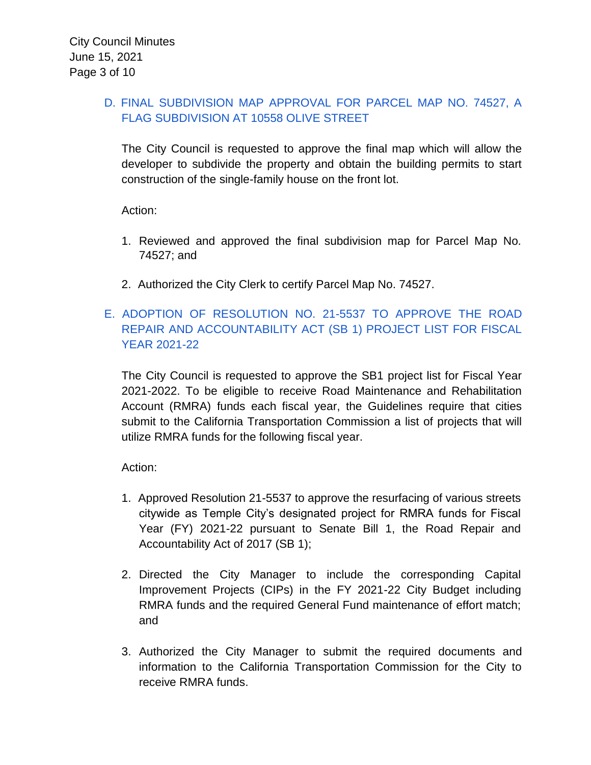### D. FINAL SUBDIVISION MAP APPROVAL FOR PARCEL MAP NO. 74527, A FLAG SUBDIVISION AT 10558 OLIVE STREET

The City Council is requested to approve the final map which will allow the developer to subdivide the property and obtain the building permits to start construction of the single-family house on the front lot.

Action:

1. Reviewed and approved the final subdivision map for Parcel Map No. 74527; and

2. Authorized the City Clerk to certify Parcel Map No. 74527.

### E. ADOPTION OF RESOLUTION NO. 21-5537 TO APPROVE THE ROAD REPAIR AND ACCOUNTABILITY ACT (SB 1) PROJECT LIST FOR FISCAL YEAR 2021-22

The City Council is requested to approve the SB1 project list for Fiscal Year 2021-2022. To be eligible to receive Road Maintenance and Rehabilitation Account (RMRA) funds each fiscal year, the Guidelines require that cities submit to the California Transportation Commission a list of projects that will utilize RMRA funds for the following fiscal year.

Action:

1. Approved Resolution 21-5537 to approve the resurfacing of various streets citywide as Temple City's designated project for RMRA funds for Fiscal Year (FY) 2021-22 pursuant to Senate Bill 1, the Road Repair and Accountability Act of 2017 (SB 1);

2. Directed the City Manager to include the corresponding Capital Improvement Projects (CIPs) in the FY 2021-22 City Budget including RMRA funds and the required General Fund maintenance of effort match; and

3. Authorized the City Manager to submit the required documents and information to the California Transportation Commission for the City to receive RMRA funds.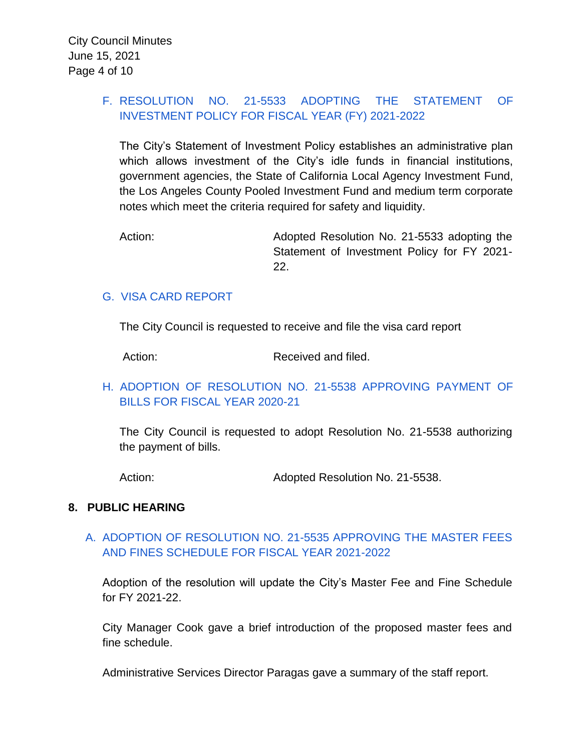### F. RESOLUTION NO. 21-5533 ADOPTING THE STATEMENT OF INVESTMENT POLICY FOR FISCAL YEAR (FY) 2021-2022

The City's Statement of Investment Policy establishes an administrative plan which allows investment of the City's idle funds in financial institutions, government agencies, the State of California Local Agency Investment Fund, the Los Angeles County Pooled Investment Fund and medium term corporate notes which meet the criteria required for safety and liquidity.

Action: Adopted Resolution No. 21-5533 adopting the Statement of Investment Policy for FY 2021-22.

### G. VISA CARD REPORT

The City Council is requested to receive and file the visa card report

Action: Received and filed.

### H. ADOPTION OF RESOLUTION NO. 21-5538 APPROVING PAYMENT OF BILLS FOR FISCAL YEAR 2020-21

The City Council is requested to adopt Resolution No. 21-5538 authorizing the payment of bills.

Action: Adopted Resolution No. 21-5538.

## 8. PUBLIC HEARING

### A. ADOPTION OF RESOLUTION NO. 21-5535 APPROVING THE MASTER FEES AND FINES SCHEDULE FOR FISCAL YEAR 2021-2022

Adoption of the resolution will update the City's Master Fee and Fine Schedule for FY 2021-22.

City Manager Cook gave a brief introduction of the proposed master fees and fine schedule.

Administrative Services Director Paragas gave a summary of the staff report.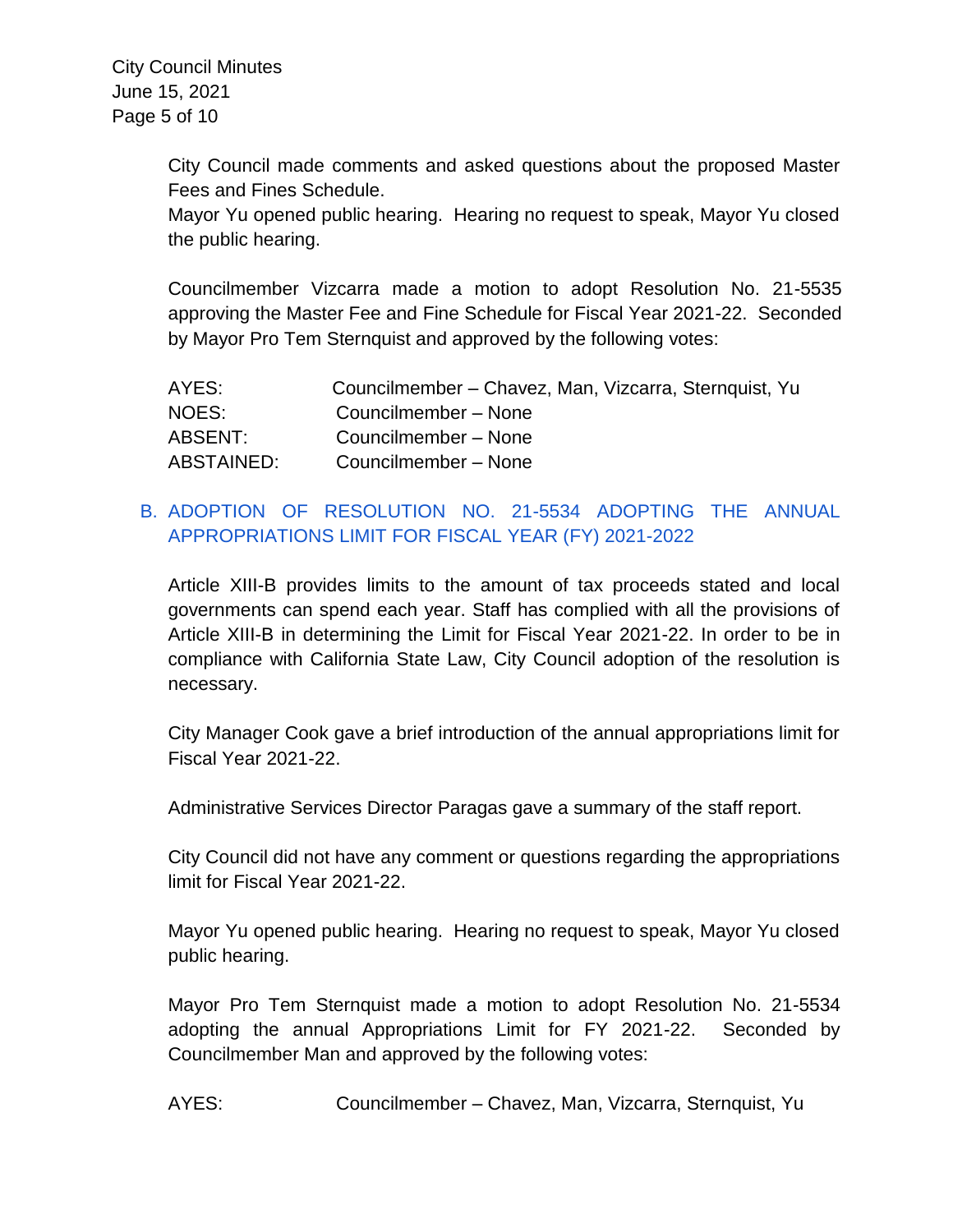City Council made comments and asked questions about the proposed Master Fees and Fines Schedule.

Mayor Yu opened public hearing. Hearing no request to speak, Mayor Yu closed the public hearing.

Councilmember Vizcarra made a motion to adopt Resolution No. 21-5535 approving the Master Fee and Fine Schedule for Fiscal Year 2021-22. Seconded by Mayor Pro Tem Sternquist and approved by the following votes:

| | |
|---|---|
| AYES: | Councilmember – Chavez, Man, Vizcarra, Sternquist, Yu |
| NOES: | Councilmember – None |
| ABSENT: | Councilmember – None |
| ABSTAINED: | Councilmember – None |

B. ADOPTION OF RESOLUTION NO. 21-5534 ADOPTING THE ANNUAL APPROPRIATIONS LIMIT FOR FISCAL YEAR (FY) 2021-2022

Article XIII-B provides limits to the amount of tax proceeds stated and local governments can spend each year. Staff has complied with all the provisions of Article XIII-B in determining the Limit for Fiscal Year 2021-22. In order to be in compliance with California State Law, City Council adoption of the resolution is necessary.

City Manager Cook gave a brief introduction of the annual appropriations limit for Fiscal Year 2021-22.

Administrative Services Director Paragas gave a summary of the staff report.

City Council did not have any comment or questions regarding the appropriations limit for Fiscal Year 2021-22.

Mayor Yu opened public hearing. Hearing no request to speak, Mayor Yu closed public hearing.

Mayor Pro Tem Sternquist made a motion to adopt Resolution No. 21-5534 adopting the annual Appropriations Limit for FY 2021-22. Seconded by Councilmember Man and approved by the following votes:

AYES: Councilmember – Chavez, Man, Vizcarra, Sternquist, Yu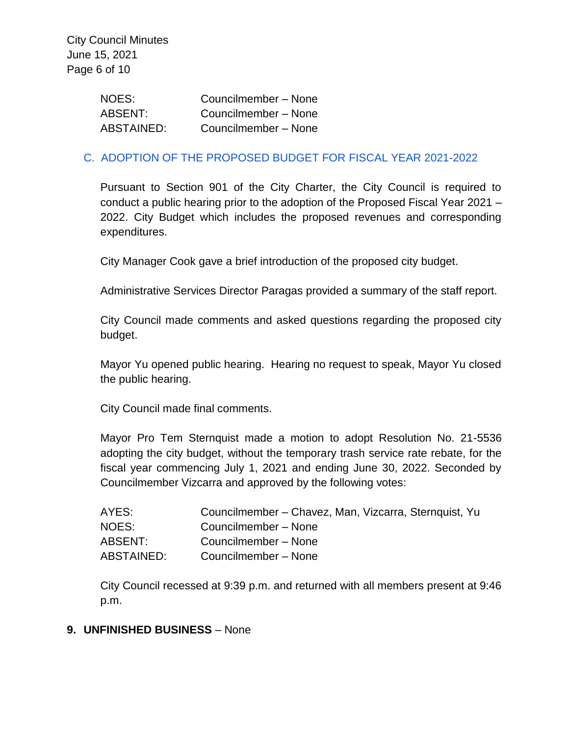| | |
|---|---|
| NOES: | Councilmember – None |
| ABSENT: | Councilmember – None |
| ABSTAINED: | Councilmember – None |

### C. ADOPTION OF THE PROPOSED BUDGET FOR FISCAL YEAR 2021-2022

Pursuant to Section 901 of the City Charter, the City Council is required to conduct a public hearing prior to the adoption of the Proposed Fiscal Year 2021 – 2022. City Budget which includes the proposed revenues and corresponding expenditures.

City Manager Cook gave a brief introduction of the proposed city budget.

Administrative Services Director Paragas provided a summary of the staff report.

City Council made comments and asked questions regarding the proposed city budget.

Mayor Yu opened public hearing. Hearing no request to speak, Mayor Yu closed the public hearing.

City Council made final comments.

Mayor Pro Tem Sternquist made a motion to adopt Resolution No. 21-5536 adopting the city budget, without the temporary trash service rate rebate, for the fiscal year commencing July 1, 2021 and ending June 30, 2022. Seconded by Councilmember Vizcarra and approved by the following votes:

| | |
|---|---|
| AYES: | Councilmember – Chavez, Man, Vizcarra, Sternquist, Yu |
| NOES: | Councilmember – None |
| ABSENT: | Councilmember – None |
| ABSTAINED: | Councilmember – None |

City Council recessed at 9:39 p.m. and returned with all members present at 9:46 p.m.

## 9. UNFINISHED BUSINESS – None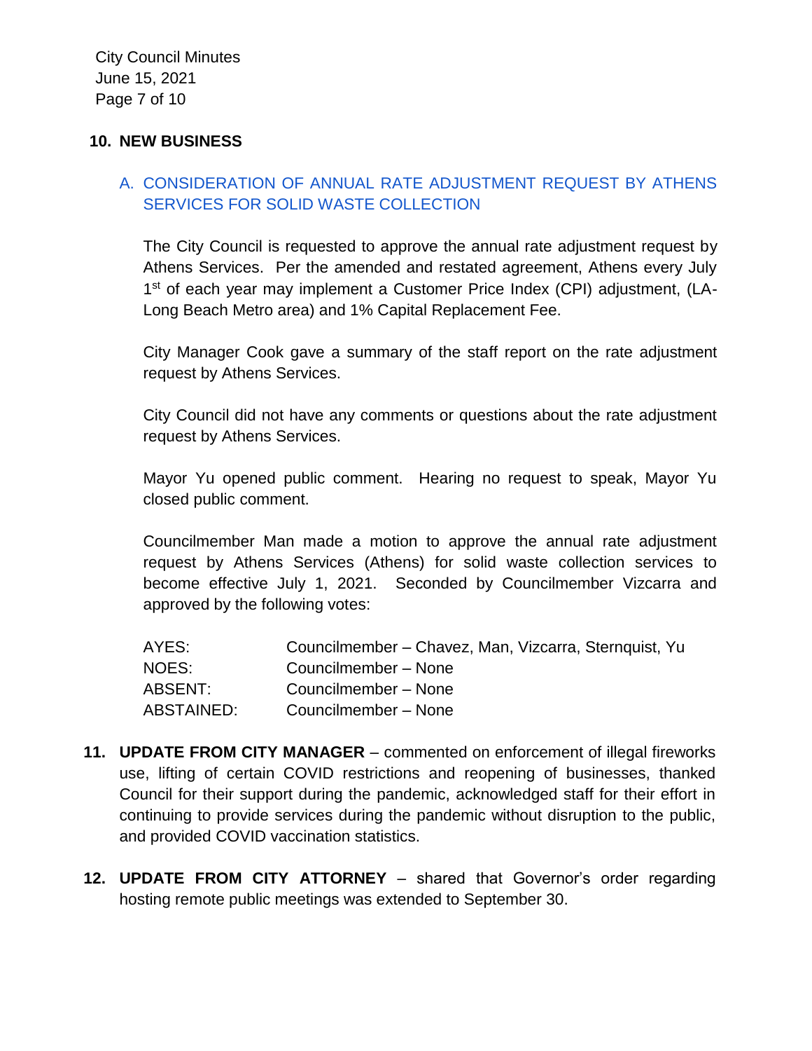## 10. NEW BUSINESS

### A. CONSIDERATION OF ANNUAL RATE ADJUSTMENT REQUEST BY ATHENS SERVICES FOR SOLID WASTE COLLECTION

The City Council is requested to approve the annual rate adjustment request by Athens Services. Per the amended and restated agreement, Athens every July 1st of each year may implement a Customer Price Index (CPI) adjustment, (LA-Long Beach Metro area) and 1% Capital Replacement Fee.

City Manager Cook gave a summary of the staff report on the rate adjustment request by Athens Services.

City Council did not have any comments or questions about the rate adjustment request by Athens Services.

Mayor Yu opened public comment. Hearing no request to speak, Mayor Yu closed public comment.

Councilmember Man made a motion to approve the annual rate adjustment request by Athens Services (Athens) for solid waste collection services to become effective July 1, 2021. Seconded by Councilmember Vizcarra and approved by the following votes:

| | |
|---|---|
| AYES: | Councilmember – Chavez, Man, Vizcarra, Sternquist, Yu |
| NOES: | Councilmember – None |
| ABSENT: | Councilmember – None |
| ABSTAINED: | Councilmember – None |

**11. UPDATE FROM CITY MANAGER** – commented on enforcement of illegal fireworks use, lifting of certain COVID restrictions and reopening of businesses, thanked Council for their support during the pandemic, acknowledged staff for their effort in continuing to provide services during the pandemic without disruption to the public, and provided COVID vaccination statistics.

**12. UPDATE FROM CITY ATTORNEY** – shared that Governor's order regarding hosting remote public meetings was extended to September 30.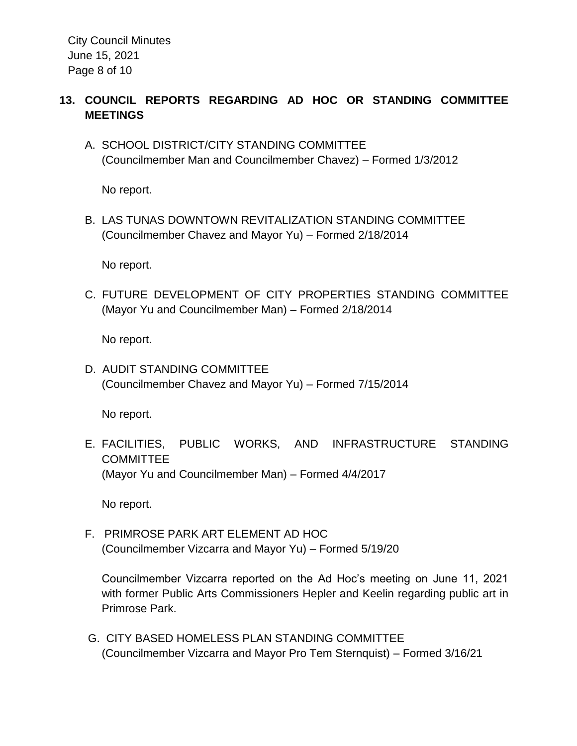## 13. COUNCIL REPORTS REGARDING AD HOC OR STANDING COMMITTEE MEETINGS

A. SCHOOL DISTRICT/CITY STANDING COMMITTEE
(Councilmember Man and Councilmember Chavez) – Formed 1/3/2012

No report.

B. LAS TUNAS DOWNTOWN REVITALIZATION STANDING COMMITTEE
(Councilmember Chavez and Mayor Yu) – Formed 2/18/2014

No report.

C. FUTURE DEVELOPMENT OF CITY PROPERTIES STANDING COMMITTEE
(Mayor Yu and Councilmember Man) – Formed 2/18/2014

No report.

D. AUDIT STANDING COMMITTEE
(Councilmember Chavez and Mayor Yu) – Formed 7/15/2014

No report.

E. FACILITIES, PUBLIC WORKS, AND INFRASTRUCTURE STANDING COMMITTEE
(Mayor Yu and Councilmember Man) – Formed 4/4/2017

No report.

F. PRIMROSE PARK ART ELEMENT AD HOC
(Councilmember Vizcarra and Mayor Yu) – Formed 5/19/20

Councilmember Vizcarra reported on the Ad Hoc's meeting on June 11, 2021 with former Public Arts Commissioners Hepler and Keelin regarding public art in Primrose Park.

G. CITY BASED HOMELESS PLAN STANDING COMMITTEE
(Councilmember Vizcarra and Mayor Pro Tem Sternquist) – Formed 3/16/21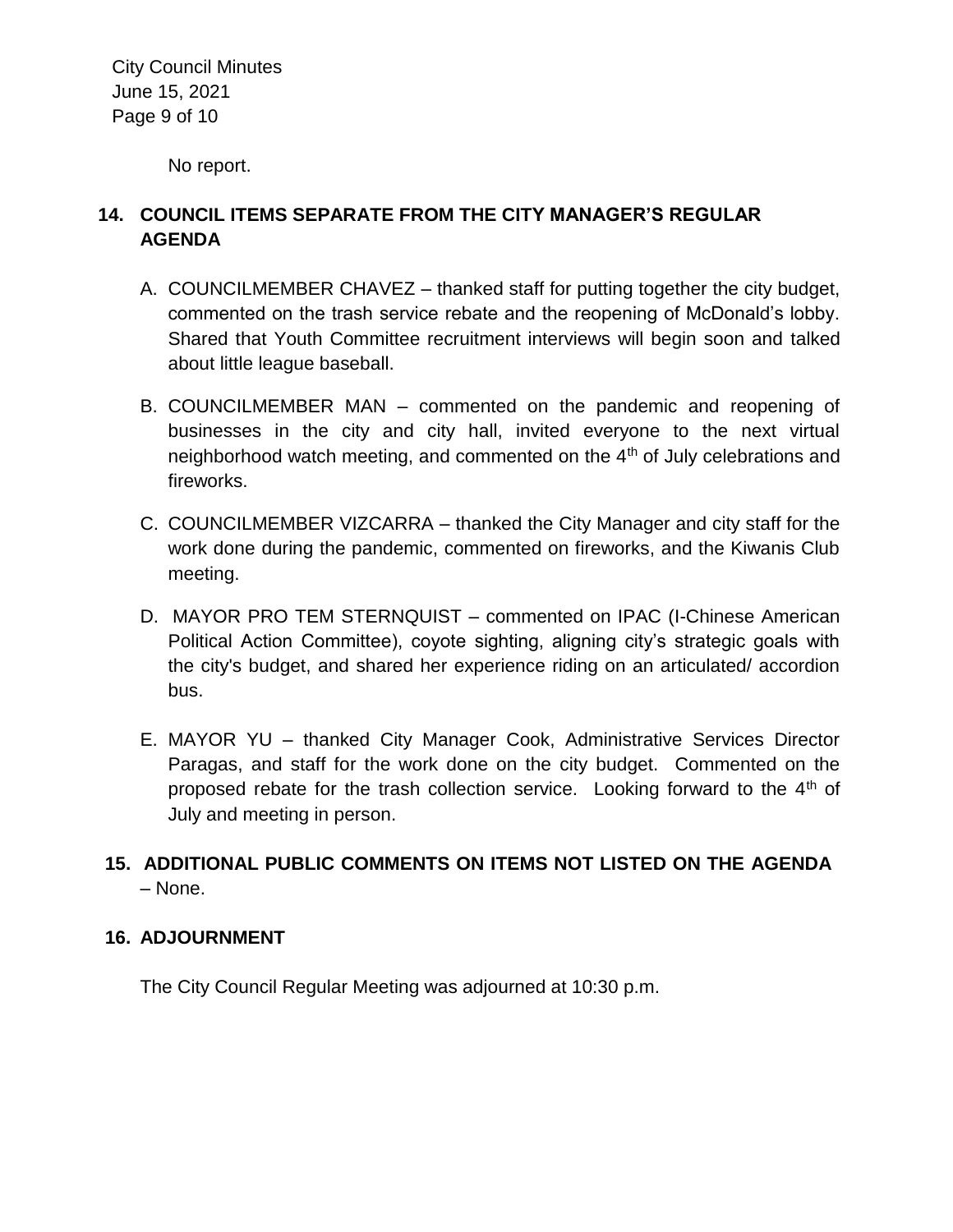No report.

## 14. COUNCIL ITEMS SEPARATE FROM THE CITY MANAGER'S REGULAR AGENDA

A. COUNCILMEMBER CHAVEZ – thanked staff for putting together the city budget, commented on the trash service rebate and the reopening of McDonald's lobby. Shared that Youth Committee recruitment interviews will begin soon and talked about little league baseball.

B. COUNCILMEMBER MAN – commented on the pandemic and reopening of businesses in the city and city hall, invited everyone to the next virtual neighborhood watch meeting, and commented on the 4th of July celebrations and fireworks.

C. COUNCILMEMBER VIZCARRA – thanked the City Manager and city staff for the work done during the pandemic, commented on fireworks, and the Kiwanis Club meeting.

D. MAYOR PRO TEM STERNQUIST – commented on IPAC (I-Chinese American Political Action Committee), coyote sighting, aligning city's strategic goals with the city's budget, and shared her experience riding on an articulated/ accordion bus.

E. MAYOR YU – thanked City Manager Cook, Administrative Services Director Paragas, and staff for the work done on the city budget. Commented on the proposed rebate for the trash collection service. Looking forward to the 4th of July and meeting in person.

## 15. ADDITIONAL PUBLIC COMMENTS ON ITEMS NOT LISTED ON THE AGENDA – None.

## 16. ADJOURNMENT

The City Council Regular Meeting was adjourned at 10:30 p.m.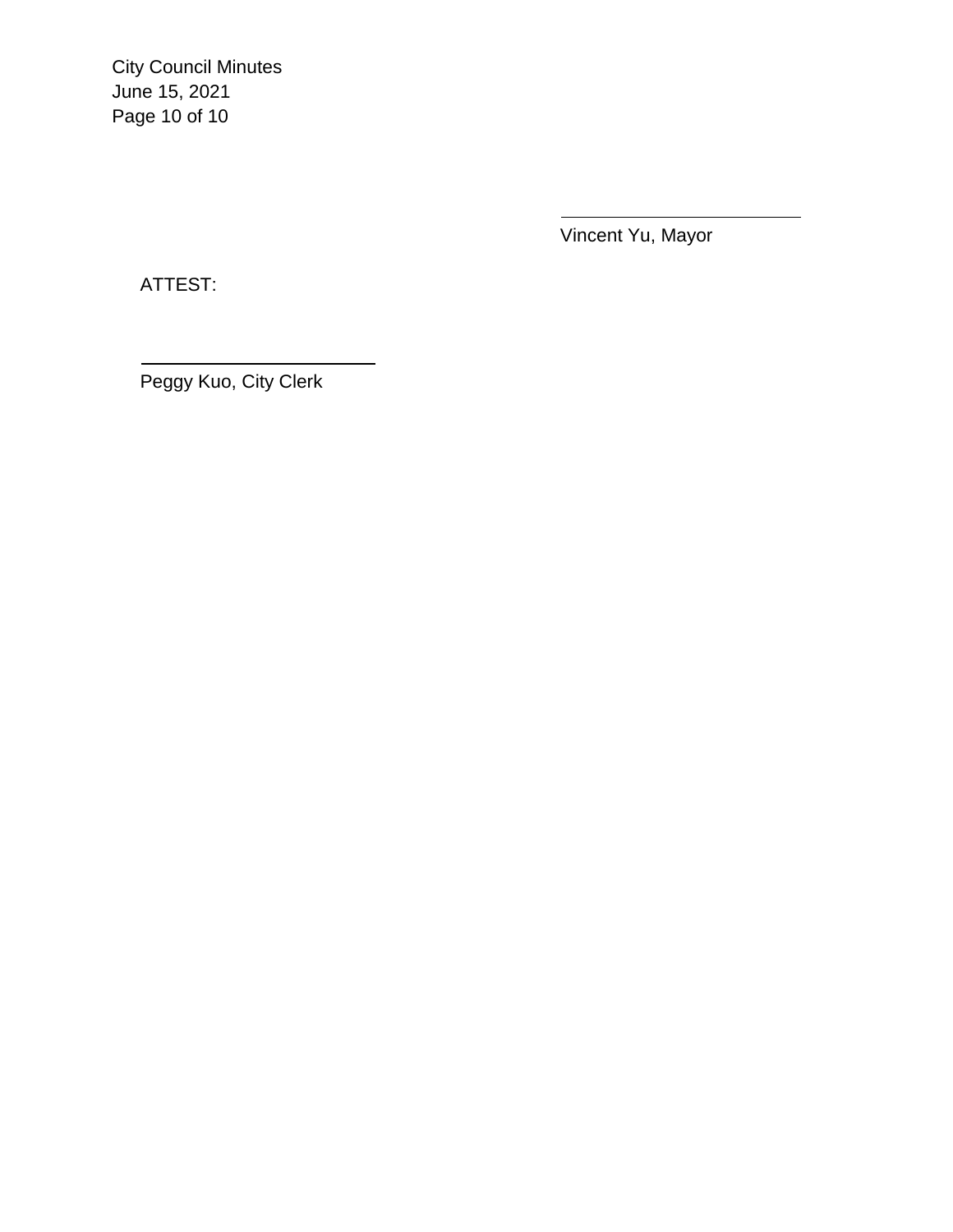\_\_\_\_\_\_\_\_\_\_\_\_\_\_\_\_\_\_\_\_\_\_\_\_\_\_\_\_

Vincent Yu, Mayor

ATTEST:

\_\_\_\_\_\_\_\_\_\_\_\_\_\_\_\_\_\_\_\_\_\_\_\_\_\_\_\_

Peggy Kuo, City Clerk